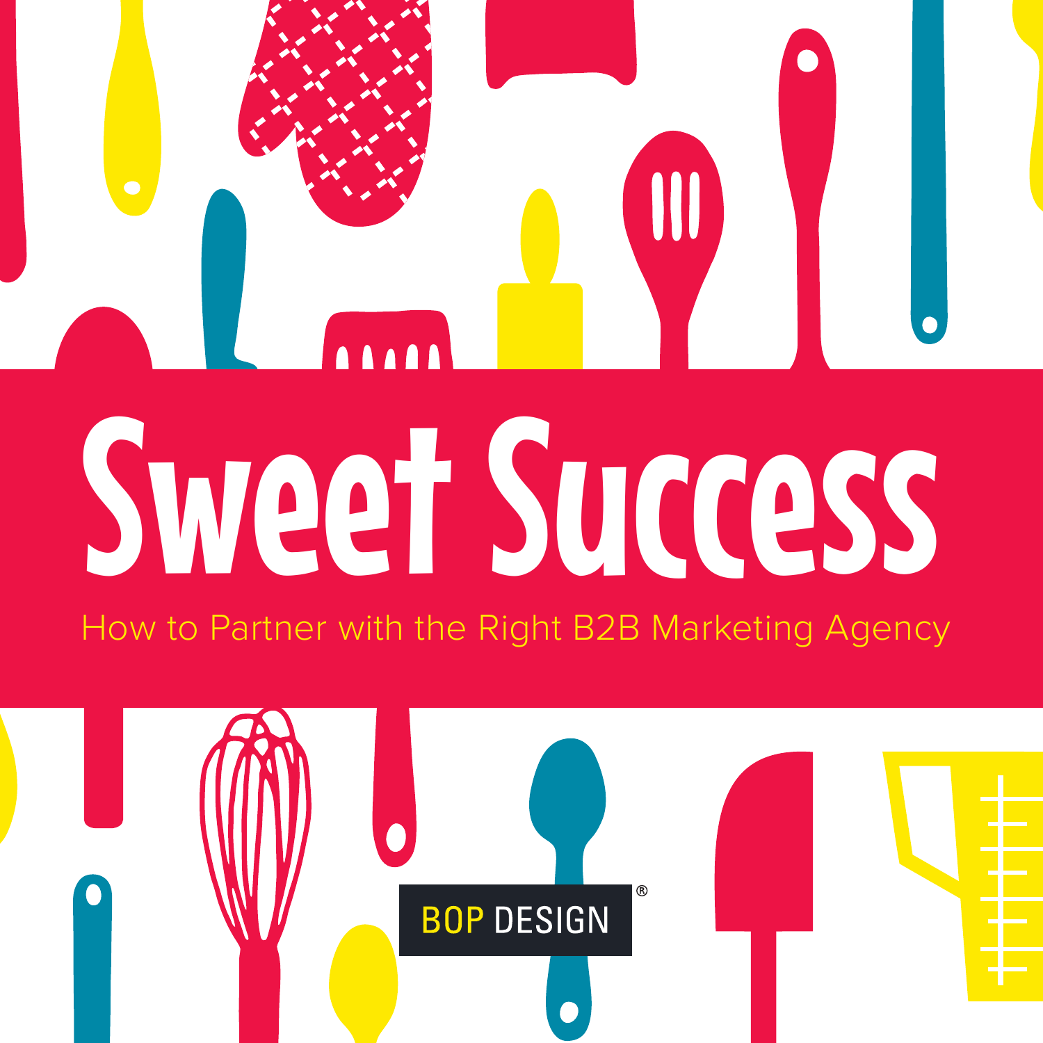# Sweet Success

How to Partner with the Right B2B Marketing Agency

BOP DESIGN®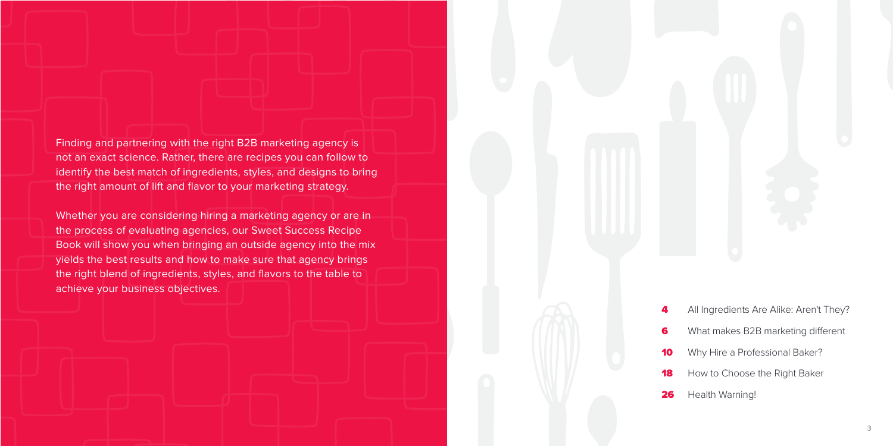Finding and partnering with the right B2B marketing agency is not an exact science. Rather, there are recipes you can follow to identify the best match of ingredients, styles, and designs to bring the right amount of lift and flavor to your marketing strategy.

Whether you are considering hiring a marketing agency or are in the process of evaluating agencies, our Sweet Success Recipe Book will show you when bringing an outside agency into the mix yields the best results and how to make sure that agency brings the right blend of ingredients, styles, and flavors to the table to achieve your business objectives.

- **4** All Ingredients Are Alike: Aren't They?
- **6** What makes B2B marketing different
- **10** Why Hire a Professional Baker?
- **18** How to Choose the Right Baker
- **26** Health Warning!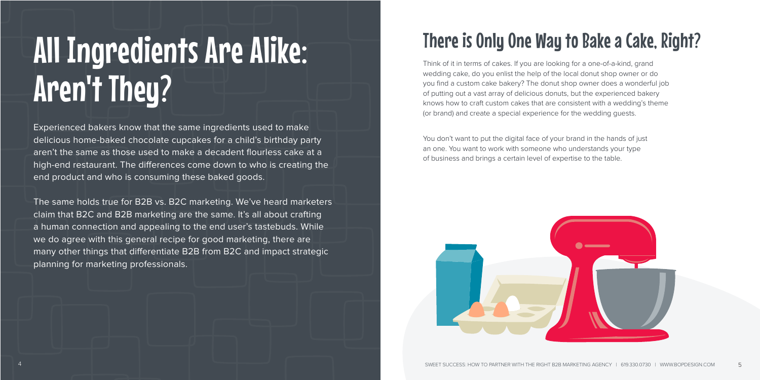# All Ingredients Are Alike: Aren't They?

Experienced bakers know that the same ingredients used to make delicious home-baked chocolate cupcakes for a child's birthday party aren't the same as those used to make a decadent flourless cake at a high-end restaurant. The differences come down to who is creating the end product and who is consuming these baked goods.

The same holds true for B2B vs. B2C marketing. We've heard marketers claim that B2C and B2B marketing are the same. It's all about crafting a human connection and appealing to the end user's tastebuds. While we do agree with this general recipe for good marketing, there are many other things that differentiate B2B from B2C and impact strategic planning for marketing professionals.

# There is Only One Way to Bake a Cake, Right?

Think of it in terms of cakes. If you are looking for a one-of-a-kind, grand wedding cake, do you enlist the help of the local donut shop owner or do you find a custom cake bakery? The donut shop owner does a wonderful job of putting out a vast array of delicious donuts, but the experienced bakery knows how to craft custom cakes that are consistent with a wedding's theme (or brand) and create a special experience for the wedding guests.

You don't want to put the digital face of your brand in the hands of just an one. You want to work with someone who understands your type of business and brings a certain level of expertise to the table.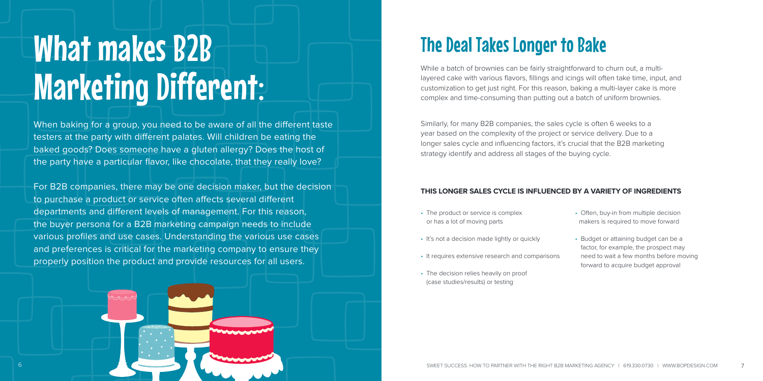# What makes B2B Marketing Different:

When baking for a group, you need to be aware of all the different taste testers at the party with different palates. Will children be eating the baked goods? Does someone have a gluten allergy? Does the host of the party have a particular flavor, like chocolate, that they really love?

For B2B companies, there may be one decision maker, but the decision to purchase a product or service often affects several different departments and different levels of management. For this reason, the buyer persona for a B2B marketing campaign needs to include various profiles and use cases. Understanding the various use cases and preferences is critical for the marketing company to ensure they properly position the product and provide resources for all users.

## The Deal Takes Longer to Bake

While a batch of brownies can be fairly straightforward to churn out, a multi-layered cake with various flavors, fillings and icings will often take time, input, and customization to get just right. For this reason, baking a multi-layer cake is more complex and time-consuming than putting out a batch of uniform brownies.

Similarly, for many B2B companies, the sales cycle is often 6 weeks to a year based on the complexity of the project or service delivery. Due to a longer sales cycle and influencing factors, it's crucial that the B2B marketing strategy identify and address all stages of the buying cycle.

**THIS LONGER SALES CYCLE IS INFLUENCED BY A VARIETY OF INGREDIENTS**

- The product or service is complex or has a lot of moving parts
- It's not a decision made lightly or quickly
- It requires extensive research and comparisons
- The decision relies heavily on proof (case studies/results) or testing
- Often, buy-in from multiple decision makers is required to move forward
- Budget or attaining budget can be a factor, for example, the prospect may need to wait a few months before moving forward to acquire budget approval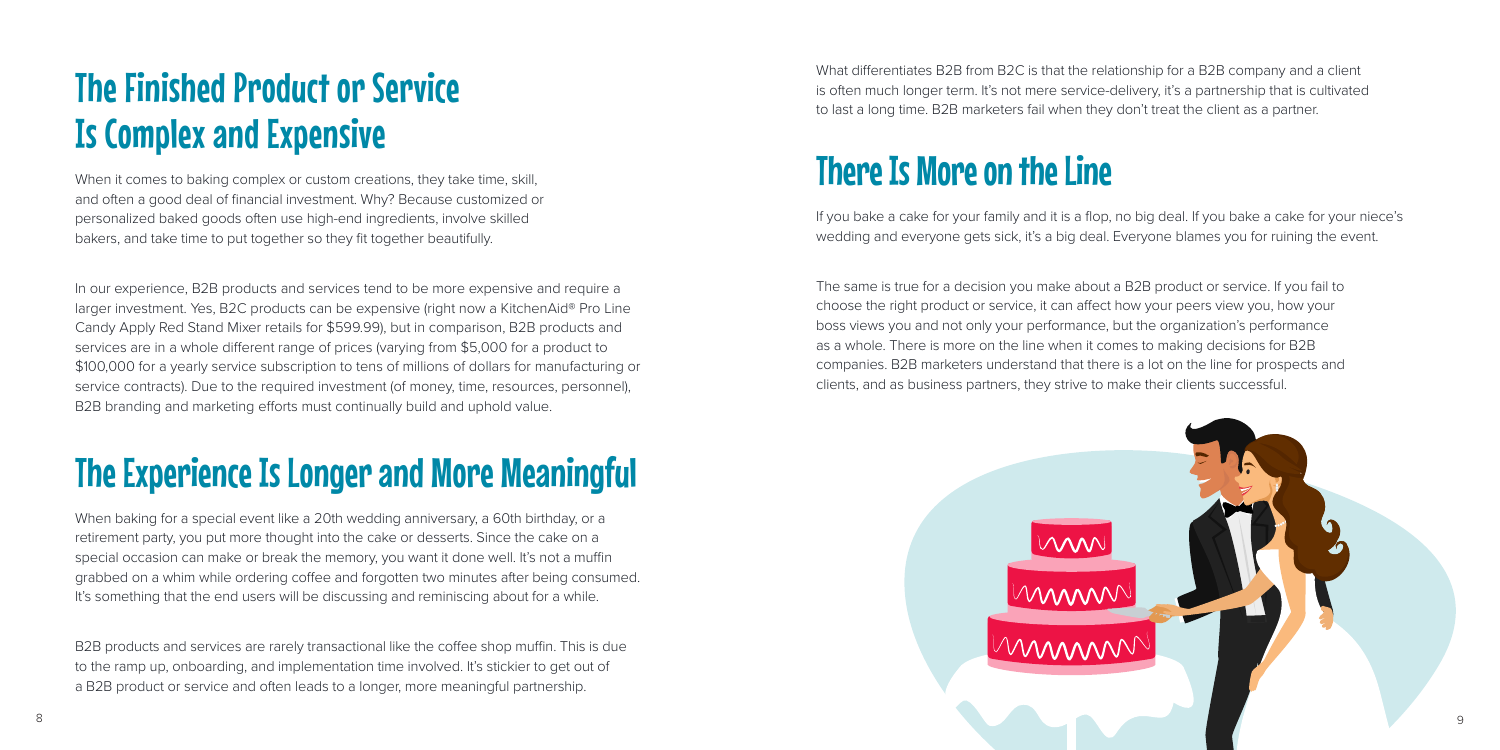## The Finished Product or Service Is Complex and Expensive

When it comes to baking complex or custom creations, they take time, skill, and often a good deal of financial investment. Why? Because customized or personalized baked goods often use high-end ingredients, involve skilled bakers, and take time to put together so they fit together beautifully.

In our experience, B2B products and services tend to be more expensive and require a larger investment. Yes, B2C products can be expensive (right now a KitchenAid® Pro Line Candy Apply Red Stand Mixer retails for $599.99), but in comparison, B2B products and services are in a whole different range of prices (varying from $5,000 for a product to $100,000 for a yearly service subscription to tens of millions of dollars for manufacturing or service contracts). Due to the required investment (of money, time, resources, personnel), B2B branding and marketing efforts must continually build and uphold value.

## The Experience Is Longer and More Meaningful

When baking for a special event like a 20th wedding anniversary, a 60th birthday, or a retirement party, you put more thought into the cake or desserts. Since the cake on a special occasion can make or break the memory, you want it done well. It's not a muffin grabbed on a whim while ordering coffee and forgotten two minutes after being consumed. It's something that the end users will be discussing and reminiscing about for a while.

B2B products and services are rarely transactional like the coffee shop muffin. This is due to the ramp up, onboarding, and implementation time involved. It's stickier to get out of a B2B product or service and often leads to a longer, more meaningful partnership.

What differentiates B2B from B2C is that the relationship for a B2B company and a client is often much longer term. It's not mere service-delivery, it's a partnership that is cultivated to last a long time. B2B marketers fail when they don't treat the client as a partner.

## There Is More on the Line

If you bake a cake for your family and it is a flop, no big deal. If you bake a cake for your niece's wedding and everyone gets sick, it's a big deal. Everyone blames you for ruining the event.

The same is true for a decision you make about a B2B product or service. If you fail to choose the right product or service, it can affect how your peers view you, how your boss views you and not only your performance, but the organization's performance as a whole. There is more on the line when it comes to making decisions for B2B companies. B2B marketers understand that there is a lot on the line for prospects and clients, and as business partners, they strive to make their clients successful.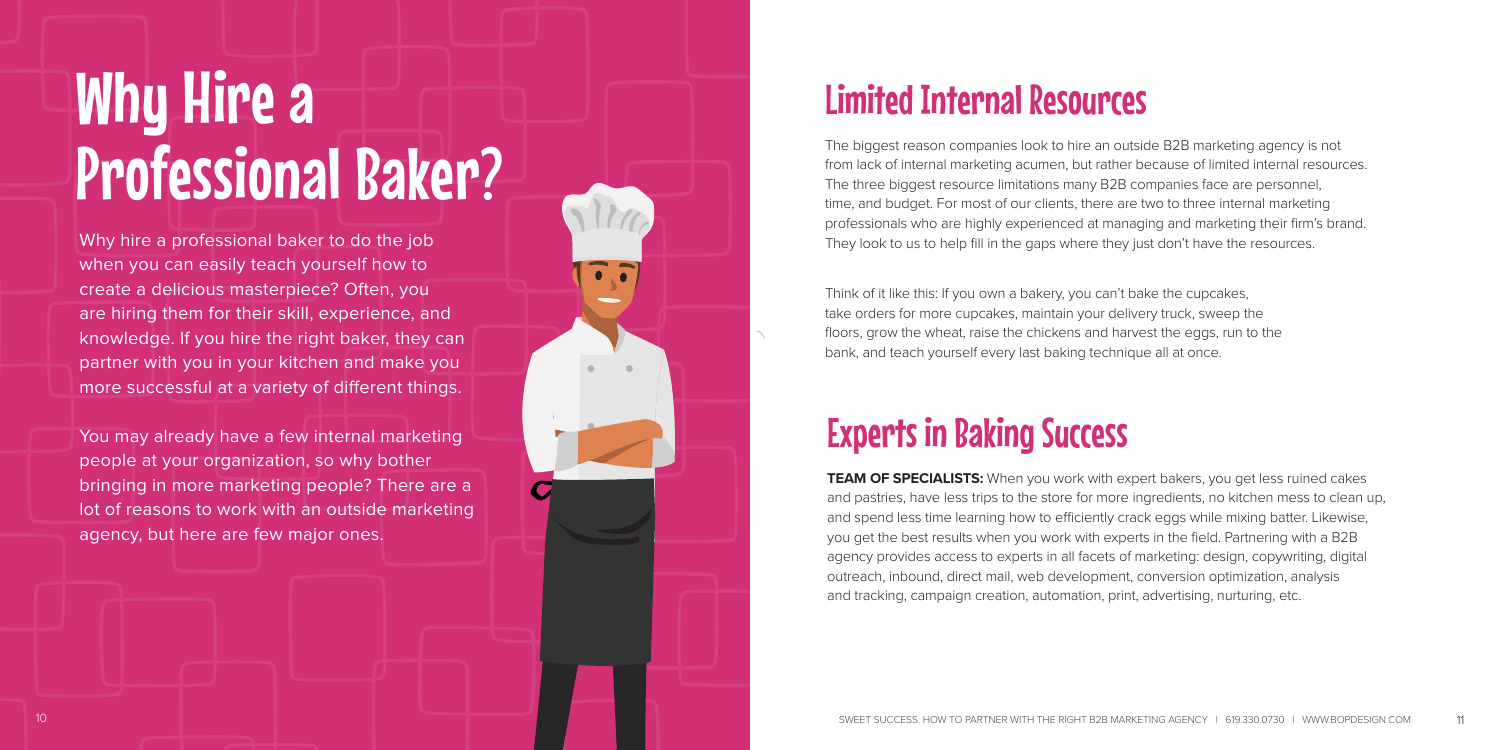# Why Hire a Professional Baker?

Why hire a professional baker to do the job when you can easily teach yourself how to create a delicious masterpiece? Often, you are hiring them for their skill, experience, and knowledge. If you hire the right baker, they can partner with you in your kitchen and make you more successful at a variety of different things.

You may already have a few internal marketing people at your organization, so why bother bringing in more marketing people? There are a lot of reasons to work with an outside marketing agency, but here are few major ones.

## Limited Internal Resources

The biggest reason companies look to hire an outside B2B marketing agency is not from lack of internal marketing acumen, but rather because of limited internal resources. The three biggest resource limitations many B2B companies face are personnel, time, and budget. For most of our clients, there are two to three internal marketing professionals who are highly experienced at managing and marketing their firm's brand. They look to us to help fill in the gaps where they just don't have the resources.

Think of it like this: If you own a bakery, you can't bake the cupcakes, take orders for more cupcakes, maintain your delivery truck, sweep the floors, grow the wheat, raise the chickens and harvest the eggs, run to the bank, and teach yourself every last baking technique all at once.

## Experts in Baking Success

**TEAM OF SPECIALISTS:** When you work with expert bakers, you get less ruined cakes and pastries, have less trips to the store for more ingredients, no kitchen mess to clean up, and spend less time learning how to efficiently crack eggs while mixing batter. Likewise, you get the best results when you work with experts in the field. Partnering with a B2B agency provides access to experts in all facets of marketing: design, copywriting, digital outreach, inbound, direct mail, web development, conversion optimization, analysis and tracking, campaign creation, automation, print, advertising, nurturing, etc.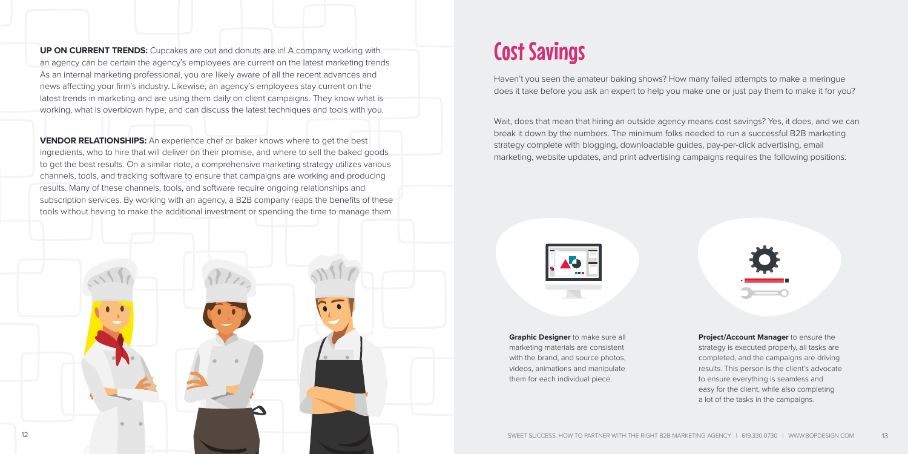**UP ON CURRENT TRENDS:** Cupcakes are out and donuts are in! A company working with an agency can be certain the agency's employees are current on the latest marketing trends. As an internal marketing professional, you are likely aware of all the recent advances and news affecting your firm's industry. Likewise, an agency's employees stay current on the latest trends in marketing and are using them daily on client campaigns. They know what is working, what is overblown hype, and can discuss the latest techniques and tools with you.

**VENDOR RELATIONSHIPS:** An experience chef or baker knows where to get the best ingredients, who to hire that will deliver on their promise, and where to sell the baked goods to get the best results. On a similar note, a comprehensive marketing strategy utilizes various channels, tools, and tracking software to ensure that campaigns are working and producing results. Many of these channels, tools, and software require ongoing relationships and subscription services. By working with an agency, a B2B company reaps the benefits of these tools without having to make the additional investment or spending the time to manage them.

# Cost Savings

Haven't you seen the amateur baking shows? How many failed attempts to make a meringue does it take before you ask an expert to help you make one or just pay them to make it for you?

Wait, does that mean that hiring an outside agency means cost savings? Yes, it does, and we can break it down by the numbers. The minimum folks needed to run a successful B2B marketing strategy complete with blogging, downloadable guides, pay-per-click advertising, email marketing, website updates, and print advertising campaigns requires the following positions:

**Graphic Designer** to make sure all marketing materials are consistent with the brand, and source photos, videos, animations and manipulate them for each individual piece.

**Project/Account Manager** to ensure the strategy is executed properly, all tasks are completed, and the campaigns are driving results. This person is the client's advocate to ensure everything is seamless and easy for the client, while also completing a lot of the tasks in the campaigns.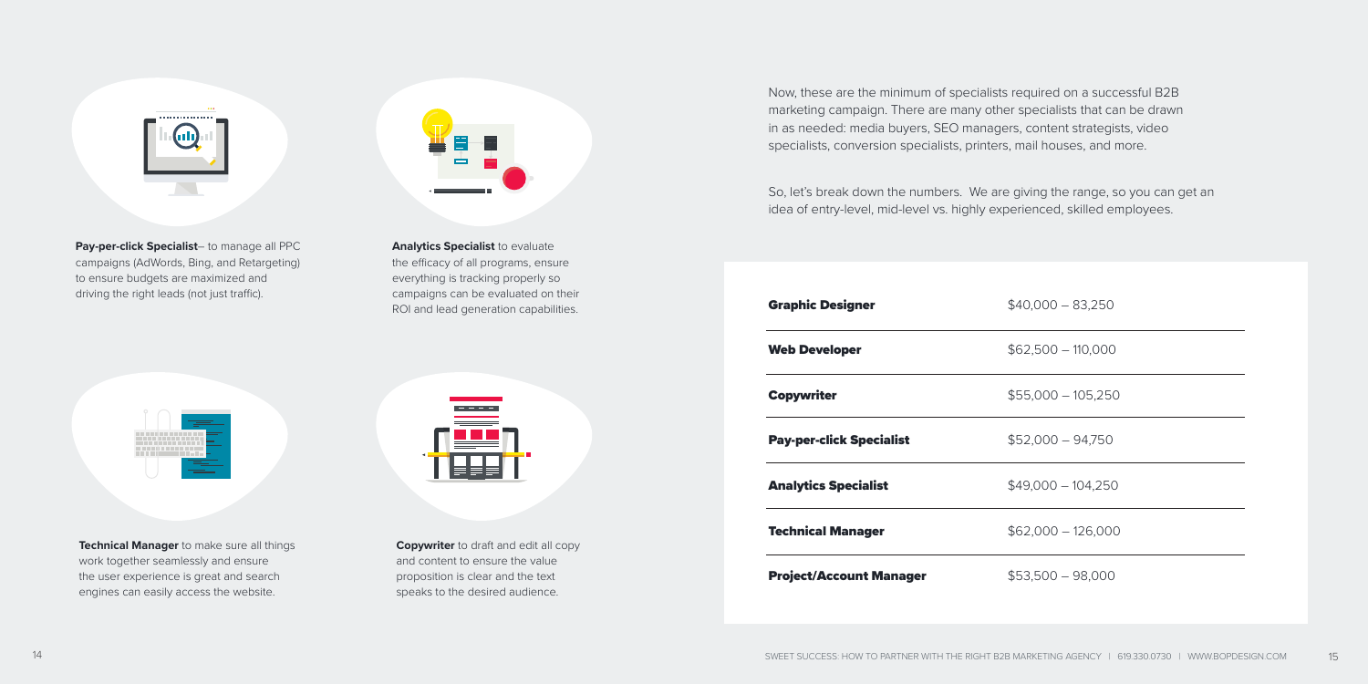**Pay-per-click Specialist**– to manage all PPC campaigns (AdWords, Bing, and Retargeting) to ensure budgets are maximized and driving the right leads (not just traffic).

**Analytics Specialist** to evaluate the efficacy of all programs, ensure everything is tracking properly so campaigns can be evaluated on their ROI and lead generation capabilities.

**Technical Manager** to make sure all things work together seamlessly and ensure the user experience is great and search engines can easily access the website.

**Copywriter** to draft and edit all copy and content to ensure the value proposition is clear and the text speaks to the desired audience.

Now, these are the minimum of specialists required on a successful B2B marketing campaign. There are many other specialists that can be drawn in as needed: media buyers, SEO managers, content strategists, video specialists, conversion specialists, printers, mail houses, and more.

So, let's break down the numbers. We are giving the range, so you can get an idea of entry-level, mid-level vs. highly experienced, skilled employees.

| Role | Salary Range |
|---|---|
| **Graphic Designer** | $40,000 – 83,250 |
| **Web Developer** | $62,500 – 110,000 |
| **Copywriter** | $55,000 – 105,250 |
| **Pay-per-click Specialist** | $52,000 – 94,750 |
| **Analytics Specialist** | $49,000 – 104,250 |
| **Technical Manager** | $62,000 – 126,000 |
| **Project/Account Manager** | $53,500 – 98,000 |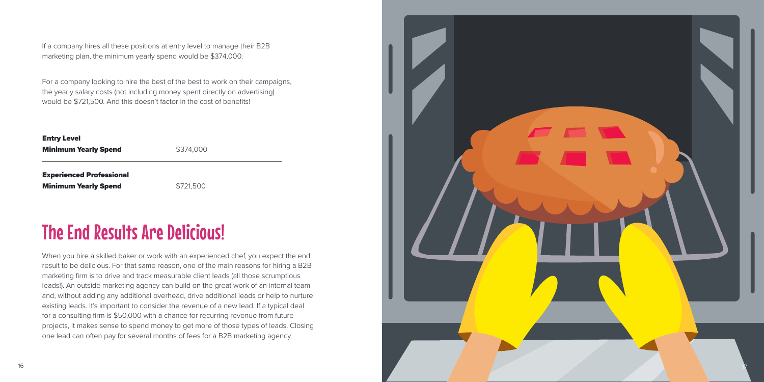If a company hires all these positions at entry level to manage their B2B marketing plan, the minimum yearly spend would be $374,000.

For a company looking to hire the best of the best to work on their campaigns, the yearly salary costs (not including money spent directly on advertising) would be $721,500. And this doesn't factor in the cost of benefits!

| | |
|---|---|
| **Entry Level Minimum Yearly Spend** | $374,000 |
| **Experienced Professional Minimum Yearly Spend** | $721,500 |

## The End Results Are Delicious!

When you hire a skilled baker or work with an experienced chef, you expect the end result to be delicious. For that same reason, one of the main reasons for hiring a B2B marketing firm is to drive and track measurable client leads (all those scrumptious leads!). An outside marketing agency can build on the great work of an internal team and, without adding any additional overhead, drive additional leads or help to nurture existing leads. It's important to consider the revenue of a new lead. If a typical deal for a consulting firm is $50,000 with a chance for recurring revenue from future projects, it makes sense to spend money to get more of those types of leads. Closing one lead can often pay for several months of fees for a B2B marketing agency.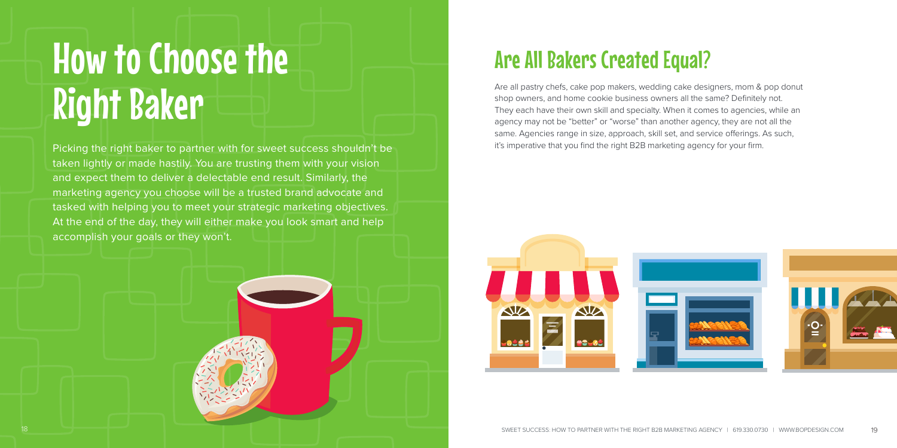# How to Choose the Right Baker

Picking the right baker to partner with for sweet success shouldn't be taken lightly or made hastily. You are trusting them with your vision and expect them to deliver a delectable end result. Similarly, the marketing agency you choose will be a trusted brand advocate and tasked with helping you to meet your strategic marketing objectives. At the end of the day, they will either make you look smart and help accomplish your goals or they won't.

## Are All Bakers Created Equal?

Are all pastry chefs, cake pop makers, wedding cake designers, mom & pop donut shop owners, and home cookie business owners all the same? Definitely not. They each have their own skill and specialty. When it comes to agencies, while an agency may not be "better" or "worse" than another agency, they are not all the same. Agencies range in size, approach, skill set, and service offerings. As such, it's imperative that you find the right B2B marketing agency for your firm.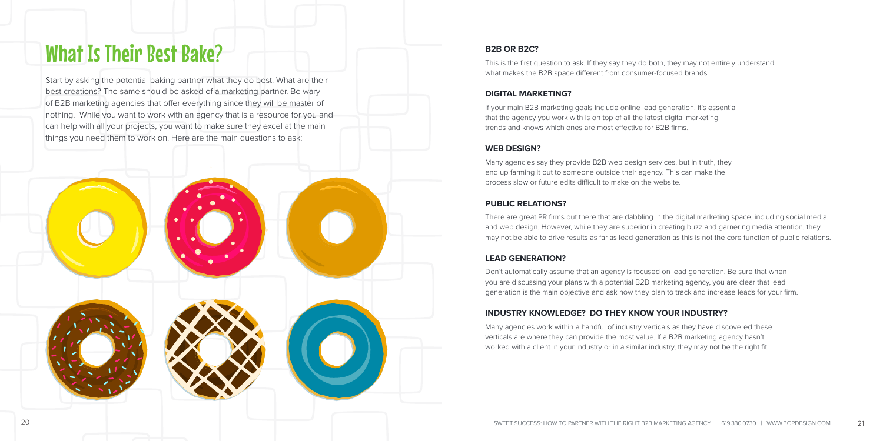# What Is Their Best Bake?

Start by asking the potential baking partner what they do best. What are their best creations? The same should be asked of a marketing partner. Be wary of B2B marketing agencies that offer everything since they will be master of nothing. While you want to work with an agency that is a resource for you and can help with all your projects, you want to make sure they excel at the main things you need them to work on. Here are the main questions to ask:

### B2B OR B2C?

This is the first question to ask. If they say they do both, they may not entirely understand what makes the B2B space different from consumer-focused brands.

### DIGITAL MARKETING?

If your main B2B marketing goals include online lead generation, it's essential that the agency you work with is on top of all the latest digital marketing trends and knows which ones are most effective for B2B firms.

### WEB DESIGN?

Many agencies say they provide B2B web design services, but in truth, they end up farming it out to someone outside their agency. This can make the process slow or future edits difficult to make on the website.

### PUBLIC RELATIONS?

There are great PR firms out there that are dabbling in the digital marketing space, including social media and web design. However, while they are superior in creating buzz and garnering media attention, they may not be able to drive results as far as lead generation as this is not the core function of public relations.

### LEAD GENERATION?

Don't automatically assume that an agency is focused on lead generation. Be sure that when you are discussing your plans with a potential B2B marketing agency, you are clear that lead generation is the main objective and ask how they plan to track and increase leads for your firm.

### INDUSTRY KNOWLEDGE? DO THEY KNOW YOUR INDUSTRY?

Many agencies work within a handful of industry verticals as they have discovered these verticals are where they can provide the most value. If a B2B marketing agency hasn't worked with a client in your industry or in a similar industry, they may not be the right fit.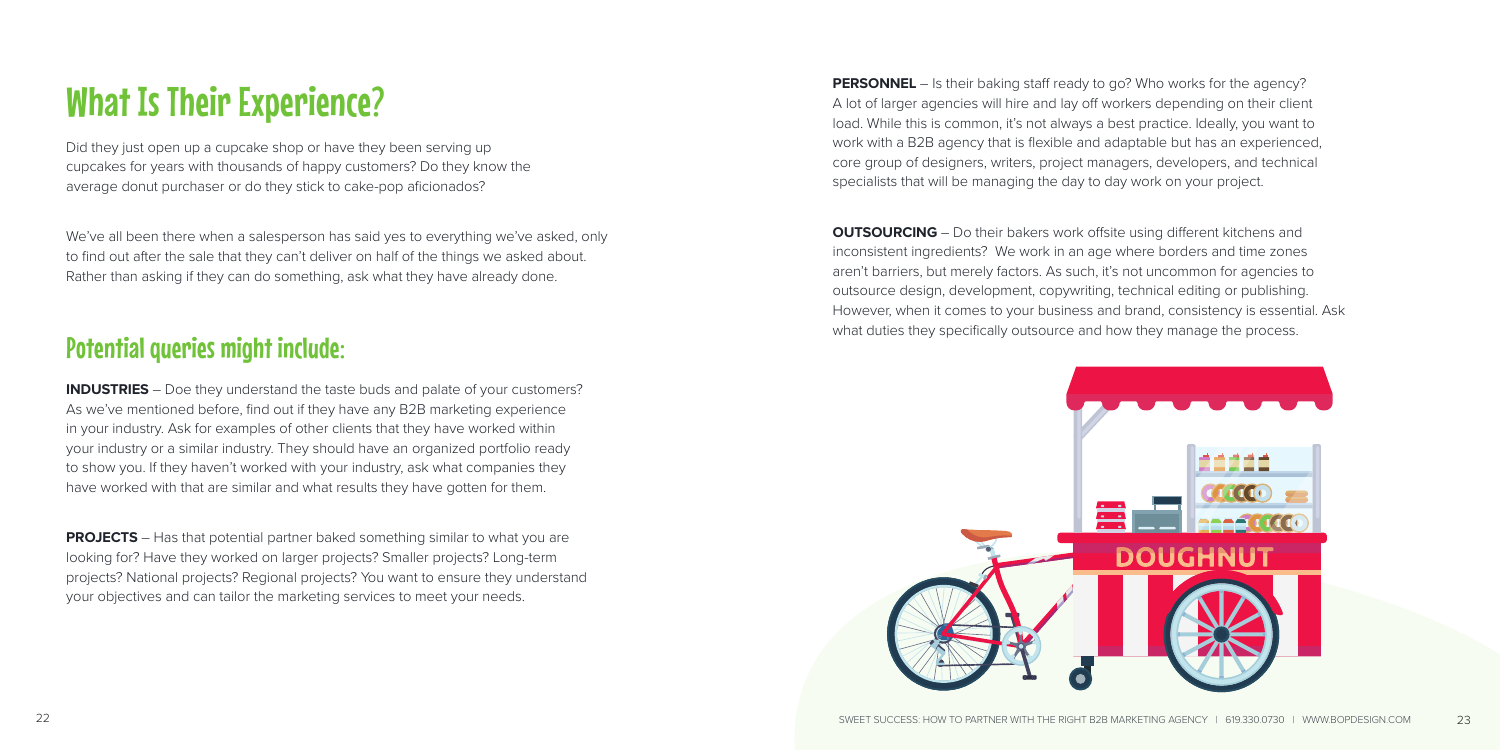# What Is Their Experience?

Did they just open up a cupcake shop or have they been serving up cupcakes for years with thousands of happy customers? Do they know the average donut purchaser or do they stick to cake-pop aficionados?

We've all been there when a salesperson has said yes to everything we've asked, only to find out after the sale that they can't deliver on half of the things we asked about. Rather than asking if they can do something, ask what they have already done.

## Potential queries might include:

**INDUSTRIES** – Doe they understand the taste buds and palate of your customers? As we've mentioned before, find out if they have any B2B marketing experience in your industry. Ask for examples of other clients that they have worked within your industry or a similar industry. They should have an organized portfolio ready to show you. If they haven't worked with your industry, ask what companies they have worked with that are similar and what results they have gotten for them.

**PROJECTS** – Has that potential partner baked something similar to what you are looking for? Have they worked on larger projects? Smaller projects? Long-term projects? National projects? Regional projects? You want to ensure they understand your objectives and can tailor the marketing services to meet your needs.

**PERSONNEL** – Is their baking staff ready to go? Who works for the agency? A lot of larger agencies will hire and lay off workers depending on their client load. While this is common, it's not always a best practice. Ideally, you want to work with a B2B agency that is flexible and adaptable but has an experienced, core group of designers, writers, project managers, developers, and technical specialists that will be managing the day to day work on your project.

**OUTSOURCING** – Do their bakers work offsite using different kitchens and inconsistent ingredients? We work in an age where borders and time zones aren't barriers, but merely factors. As such, it's not uncommon for agencies to outsource design, development, copywriting, technical editing or publishing. However, when it comes to your business and brand, consistency is essential. Ask what duties they specifically outsource and how they manage the process.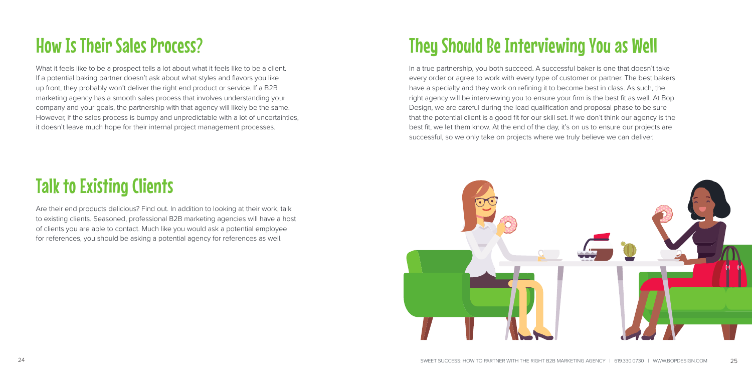## How Is Their Sales Process?

What it feels like to be a prospect tells a lot about what it feels like to be a client. If a potential baking partner doesn't ask about what styles and flavors you like up front, they probably won't deliver the right end product or service. If a B2B marketing agency has a smooth sales process that involves understanding your company and your goals, the partnership with that agency will likely be the same. However, if the sales process is bumpy and unpredictable with a lot of uncertainties, it doesn't leave much hope for their internal project management processes.

## Talk to Existing Clients

Are their end products delicious? Find out. In addition to looking at their work, talk to existing clients. Seasoned, professional B2B marketing agencies will have a host of clients you are able to contact. Much like you would ask a potential employee for references, you should be asking a potential agency for references as well.

## They Should Be Interviewing You as Well

In a true partnership, you both succeed. A successful baker is one that doesn't take every order or agree to work with every type of customer or partner. The best bakers have a specialty and they work on refining it to become best in class. As such, the right agency will be interviewing you to ensure your firm is the best fit as well. At Bop Design, we are careful during the lead qualification and proposal phase to be sure that the potential client is a good fit for our skill set. If we don't think our agency is the best fit, we let them know. At the end of the day, it's on us to ensure our projects are successful, so we only take on projects where we truly believe we can deliver.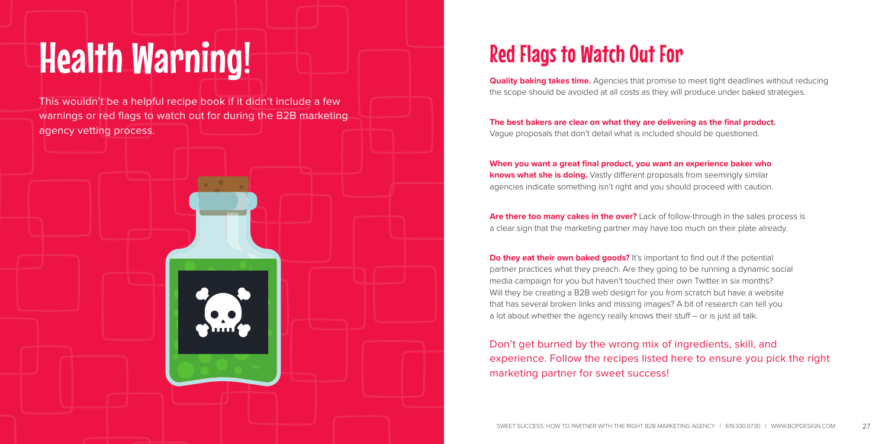# Health Warning!

This wouldn't be a helpful recipe book if it didn't include a few warnings or red flags to watch out for during the B2B marketing agency vetting process.

## Red Flags to Watch Out For

**Quality baking takes time.** Agencies that promise to meet tight deadlines without reducing the scope should be avoided at all costs as they will produce under baked strategies.

**The best bakers are clear on what they are delivering as the final product.** Vague proposals that don't detail what is included should be questioned.

**When you want a great final product, you want an experience baker who knows what she is doing.** Vastly different proposals from seemingly similar agencies indicate something isn't right and you should proceed with caution.

**Are there too many cakes in the over?** Lack of follow-through in the sales process is a clear sign that the marketing partner may have too much on their plate already.

**Do they eat their own baked goods?** It's important to find out if the potential partner practices what they preach. Are they going to be running a dynamic social media campaign for you but haven't touched their own Twitter in six months? Will they be creating a B2B web design for you from scratch but have a website that has several broken links and missing images? A bit of research can tell you a lot about whether the agency really knows their stuff – or is just all talk.

Don't get burned by the wrong mix of ingredients, skill, and experience. Follow the recipes listed here to ensure you pick the right marketing partner for sweet success!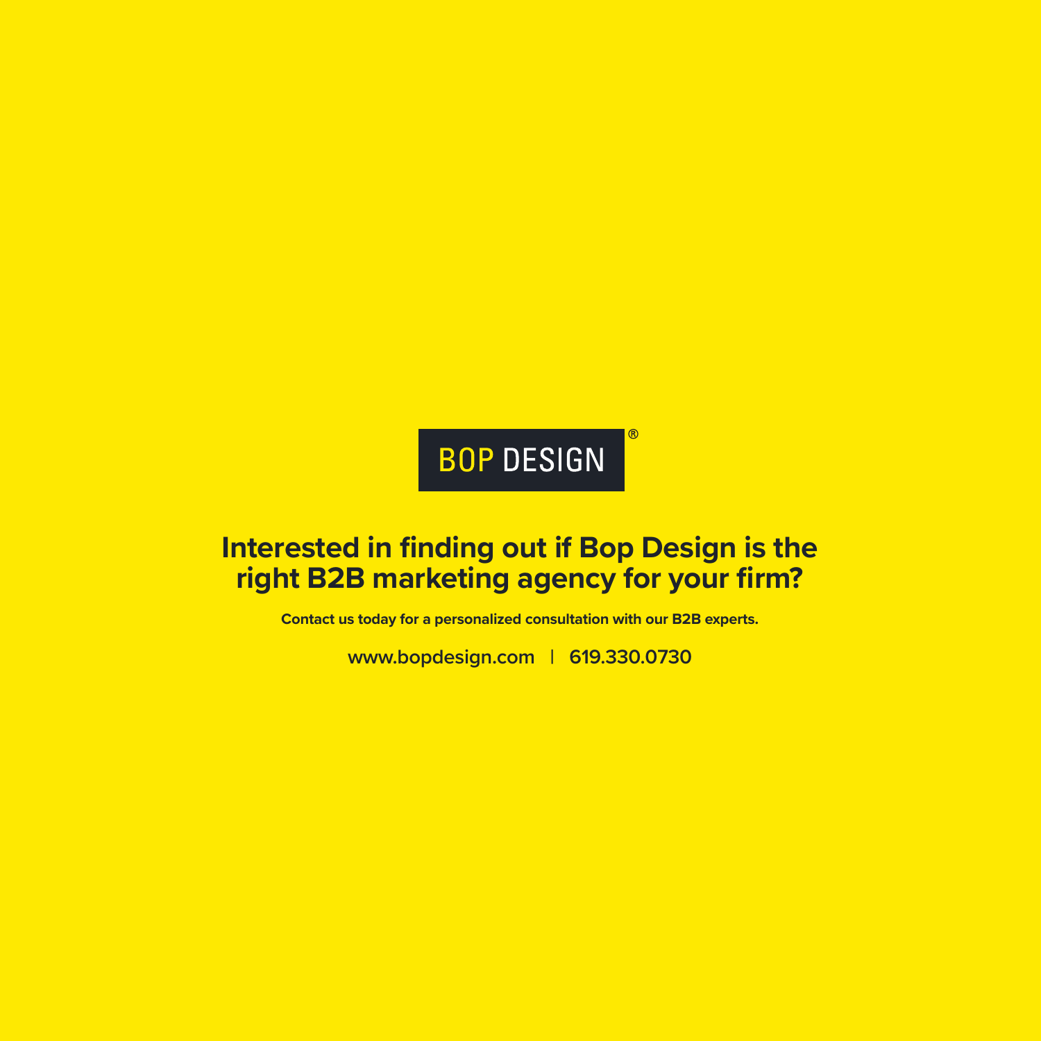BOP DESIGN®

## Interested in finding out if Bop Design is the right B2B marketing agency for your firm?

**Contact us today for a personalized consultation with our B2B experts.**

**www.bopdesign.com | 619.330.0730**